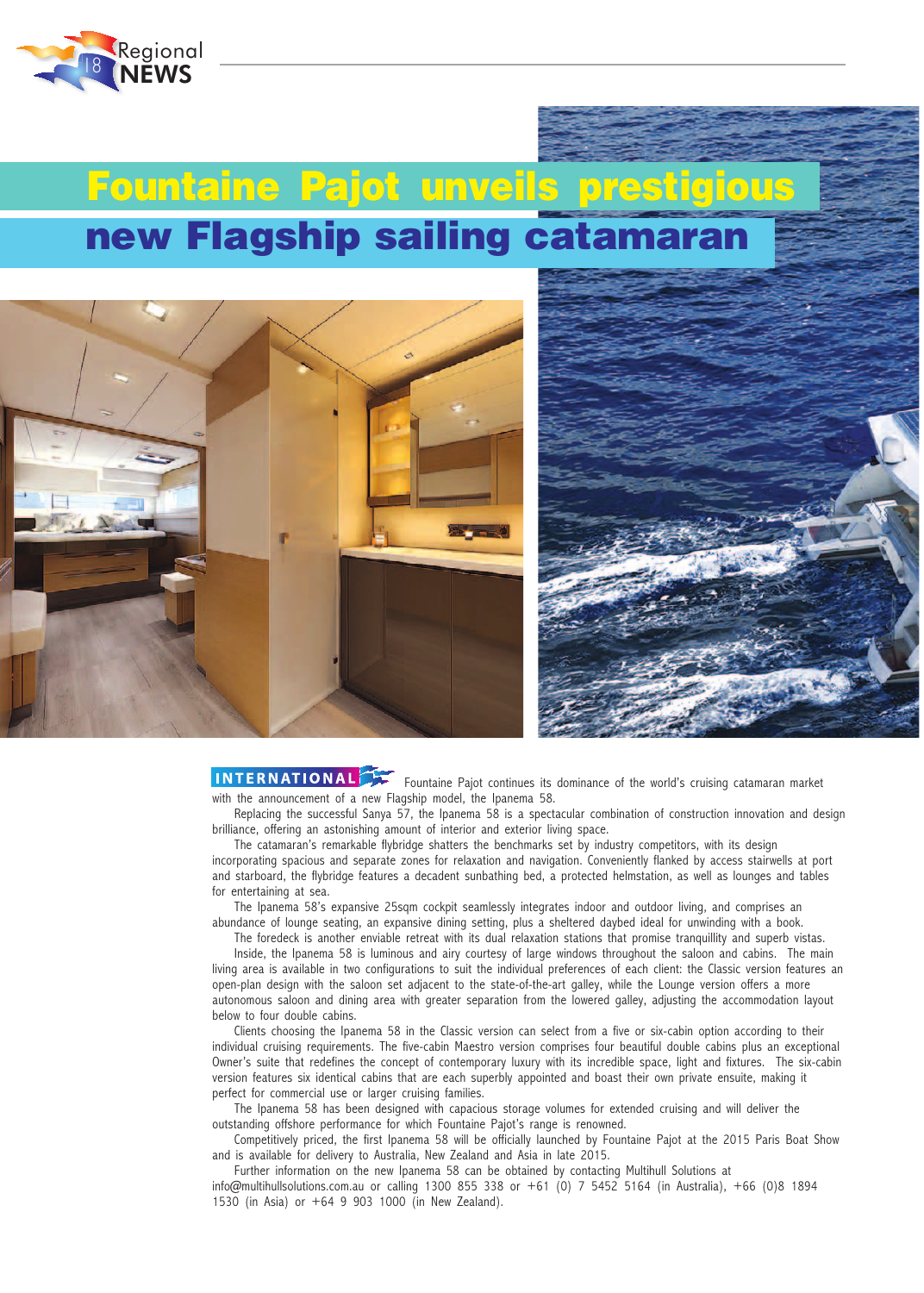# Fountaine Pajot unveils prestigious new Flagship sailing catamaran

**INTERNATIONAL** Fountaine Pajot continues its dominance of the world's cruising catamaran market with the announcement of a new Flagship model, the Ipanema 58.

Replacing the successful Sanya 57, the Ipanema 58 is a spectacular combination of construction innovation and design brilliance, offering an astonishing amount of interior and exterior living space.

The catamaran's remarkable flybridge shatters the benchmarks set by industry competitors, with its design incorporating spacious and separate zones for relaxation and navigation. Conveniently flanked by access stairwells at port and starboard, the flybridge features a decadent sunbathing bed, a protected helmstation, as well as lounges and tables for entertaining at sea.

The Ipanema 58's expansive 25sqm cockpit seamlessly integrates indoor and outdoor living, and comprises an abundance of lounge seating, an expansive dining setting, plus a sheltered daybed ideal for unwinding with a book.

The foredeck is another enviable retreat with its dual relaxation stations that promise tranquillity and superb vistas.

Inside, the Ipanema 58 is luminous and airy courtesy of large windows throughout the saloon and cabins. The main living area is available in two configurations to suit the individual preferences of each client: the Classic version features an open-plan design with the saloon set adjacent to the state-of-the-art galley, while the Lounge version offers a more autonomous saloon and dining area with greater separation from the lowered galley, adjusting the accommodation layout below to four double cabins.

Clients choosing the Ipanema 58 in the Classic version can select from a five or six-cabin option according to their individual cruising requirements. The five-cabin Maestro version comprises four beautiful double cabins plus an exceptional Owner's suite that redefines the concept of contemporary luxury with its incredible space, light and fixtures. The six-cabin version features six identical cabins that are each superbly appointed and boast their own private ensuite, making it perfect for commercial use or larger cruising families.

The Ipanema 58 has been designed with capacious storage volumes for extended cruising and will deliver the outstanding offshore performance for which Fountaine Pajot's range is renowned.

Competitively priced, the first Ipanema 58 will be officially launched by Fountaine Pajot at the 2015 Paris Boat Show and is available for delivery to Australia, New Zealand and Asia in late 2015.

Further information on the new Ipanema 58 can be obtained by contacting Multihull Solutions at info@multihullsolutions.com.au or calling 1300 855 338 or +61 (0) 7 5452 5164 (in Australia), +66 (0)8 1894 1530 (in Asia) or +64 9 903 1000 (in New Zealand).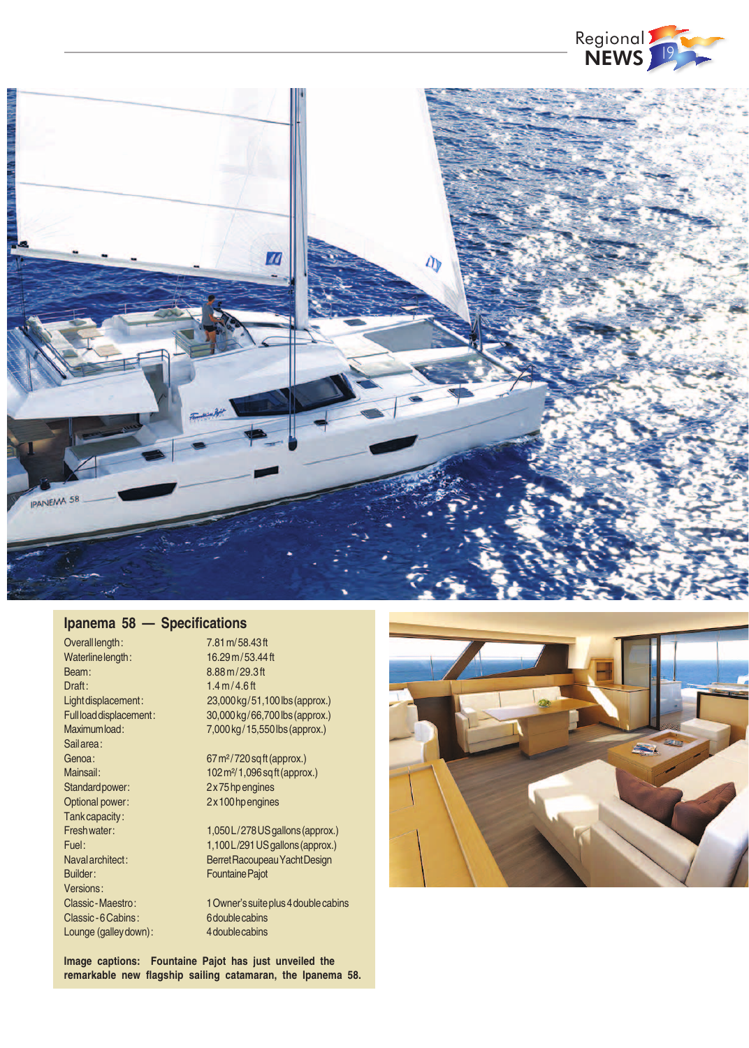## Ipanema 58 — Specifications

| | |
|---|---|
| Overall length: | 7.81 m/58.43 ft |
| Waterline length: | 16.29 m/53.44 ft |
| Beam: | 8.88 m/29.3 ft |
| Draft: | 1.4 m/4.6 ft |
| Light displacement: | 23,000 kg/51,100 lbs (approx.) |
| Full load displacement: | 30,000 kg/66,700 lbs (approx.) |
| Maximum load: | 7,000 kg/15,550 lbs (approx.) |
| Sail area: | |
| Genoa: | 67 m²/720 sq ft (approx.) |
| Mainsail: | 102 m²/1,096 sq ft (approx.) |
| Standard power: | 2 x 75 hp engines |
| Optional power: | 2 x 100 hp engines |
| Tank capacity: | |
| Fresh water: | 1,050 L/278 US gallons (approx.) |
| Fuel: | 1,100 L/291 US gallons (approx.) |
| Naval architect: | Berret Racoupeau Yacht Design |
| Builder: | Fountaine Pajot |
| Versions: | |
| Classic - Maestro: | 1 Owner's suite plus 4 double cabins |
| Classic - 6 Cabins: | 6 double cabins |
| Lounge (galley down): | 4 double cabins |

**Image captions: Fountaine Pajot has just unveiled the remarkable new flagship sailing catamaran, the Ipanema 58.**